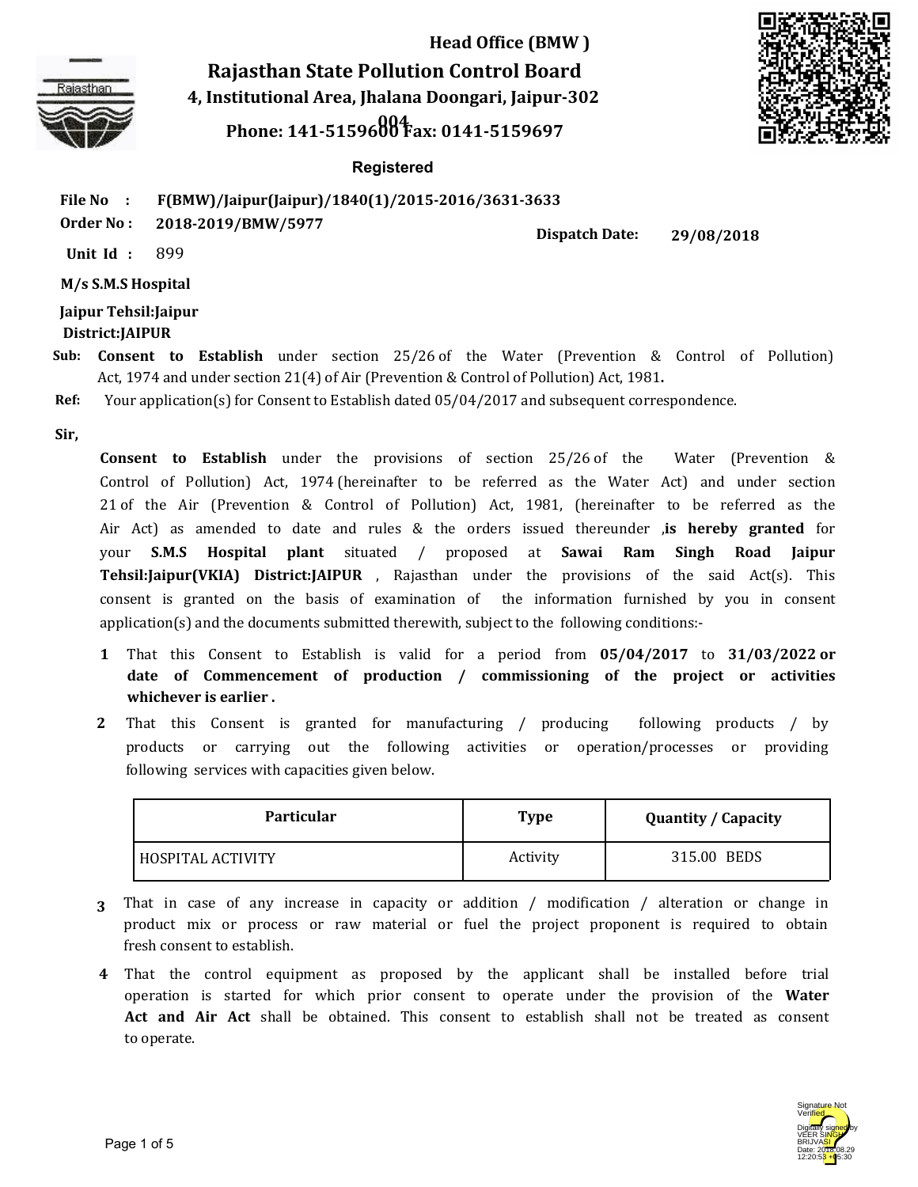**Head Office (BMW )**

# Rajasthan State Pollution Control Board

**4, Institutional Area, Jhalana Doongari, Jaipur-302 004**

**Phone: 141-5159600 Fax: 0141-5159697**

**Registered**

**File No :** **F(BMW)/Jaipur(Jaipur)/1840(1)/2015-2016/3631-3633**

**Order No :** **2018-2019/BMW/5977** **Dispatch Date:** **29/08/2018**

**Unit Id :** 899

**M/s S.M.S Hospital**

**Jaipur Tehsil:Jaipur**

**District:JAIPUR**

**Sub:** **Consent to Establish** under section 25/26 of the Water (Prevention & Control of Pollution) Act, 1974 and under section 21(4) of Air (Prevention & Control of Pollution) Act, 1981**.**

**Ref:** Your application(s) for Consent to Establish dated 05/04/2017 and subsequent correspondence.

**Sir,**

**Consent to Establish** under the provisions of section 25/26 of the Water (Prevention & Control of Pollution) Act, 1974 (hereinafter to be referred as the Water Act) and under section 21 of the Air (Prevention & Control of Pollution) Act, 1981, (hereinafter to be referred as the Air Act) as amended to date and rules & the orders issued thereunder ,**is hereby granted** for your **S.M.S Hospital plant** situated / proposed at **Sawai Ram Singh Road Jaipur Tehsil:Jaipur(VKIA) District:JAIPUR** , Rajasthan under the provisions of the said Act(s). This consent is granted on the basis of examination of the information furnished by you in consent application(s) and the documents submitted therewith, subject to the following conditions:-

1. That this Consent to Establish is valid for a period from **05/04/2017** to **31/03/2022 or date of Commencement of production / commissioning of the project or activities whichever is earlier .**
2. That this Consent is granted for manufacturing / producing following products / by products or carrying out the following activities or operation/processes or providing following services with capacities given below.

| Particular | Type | Quantity / Capacity |
|---|---|---|
| HOSPITAL ACTIVITY | Activity | 315.00 BEDS |

3. That in case of any increase in capacity or addition / modification / alteration or change in product mix or process or raw material or fuel the project proponent is required to obtain fresh consent to establish.
4. That the control equipment as proposed by the applicant shall be installed before trial operation is started for which prior consent to operate under the provision of the **Water Act and Air Act** shall be obtained. This consent to establish shall not be treated as consent to operate.

Signature Not Verified

Digitally signed by VEER SINGH BRIJVASI

Date: 2018.08.29 12:20:53 +05:30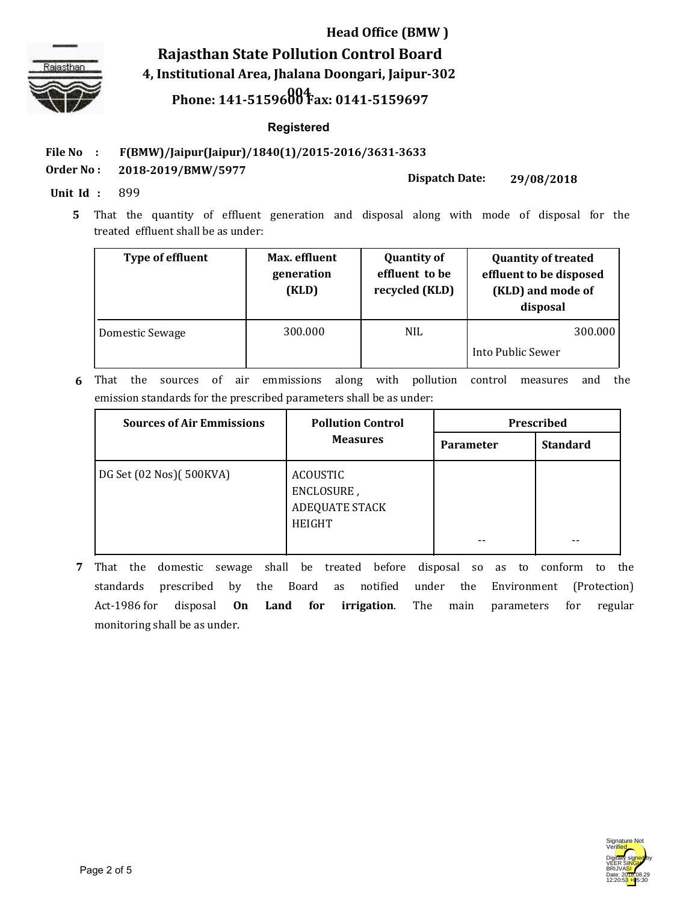Head Office (BMW )

# Rajasthan State Pollution Control Board

4, Institutional Area, Jhalana Doongari, Jaipur-302 004

Phone: 141-5159600 Fax: 0141-5159697

**Registered**

**File No :** F(BMW)/Jaipur(Jaipur)/1840(1)/2015-2016/3631-3633

**Order No :** 2018-2019/BMW/5977

**Dispatch Date:** 29/08/2018

**Unit Id :** 899

5 That the quantity of effluent generation and disposal along with mode of disposal for the treated effluent shall be as under:

| Type of effluent | Max. effluent generation (KLD) | Quantity of effluent to be recycled (KLD) | Quantity of treated effluent to be disposed (KLD) and mode of disposal |
|---|---|---|---|
| Domestic Sewage | 300.000 | NIL | 300.000<br>Into Public Sewer |

6 That the sources of air emmissions along with pollution control measures and the emission standards for the prescribed parameters shall be as under:

| Sources of Air Emmissions | Pollution Control Measures | Prescribed | |
|---|---|---|---|
| | | Parameter | Standard |
| DG Set (02 Nos)( 500KVA) | ACOUSTIC ENCLOSURE , ADEQUATE STACK HEIGHT | -- | -- |

7 That the domestic sewage shall be treated before disposal so as to conform to the standards prescribed by the Board as notified under the Environment (Protection) Act-1986 for disposal **On Land for irrigation**. The main parameters for regular monitoring shall be as under.

Signature Not Verified
Digitally signed by VEER SINGH BRIJVASI
Date: 2018.08.29 12:20:53 +05:30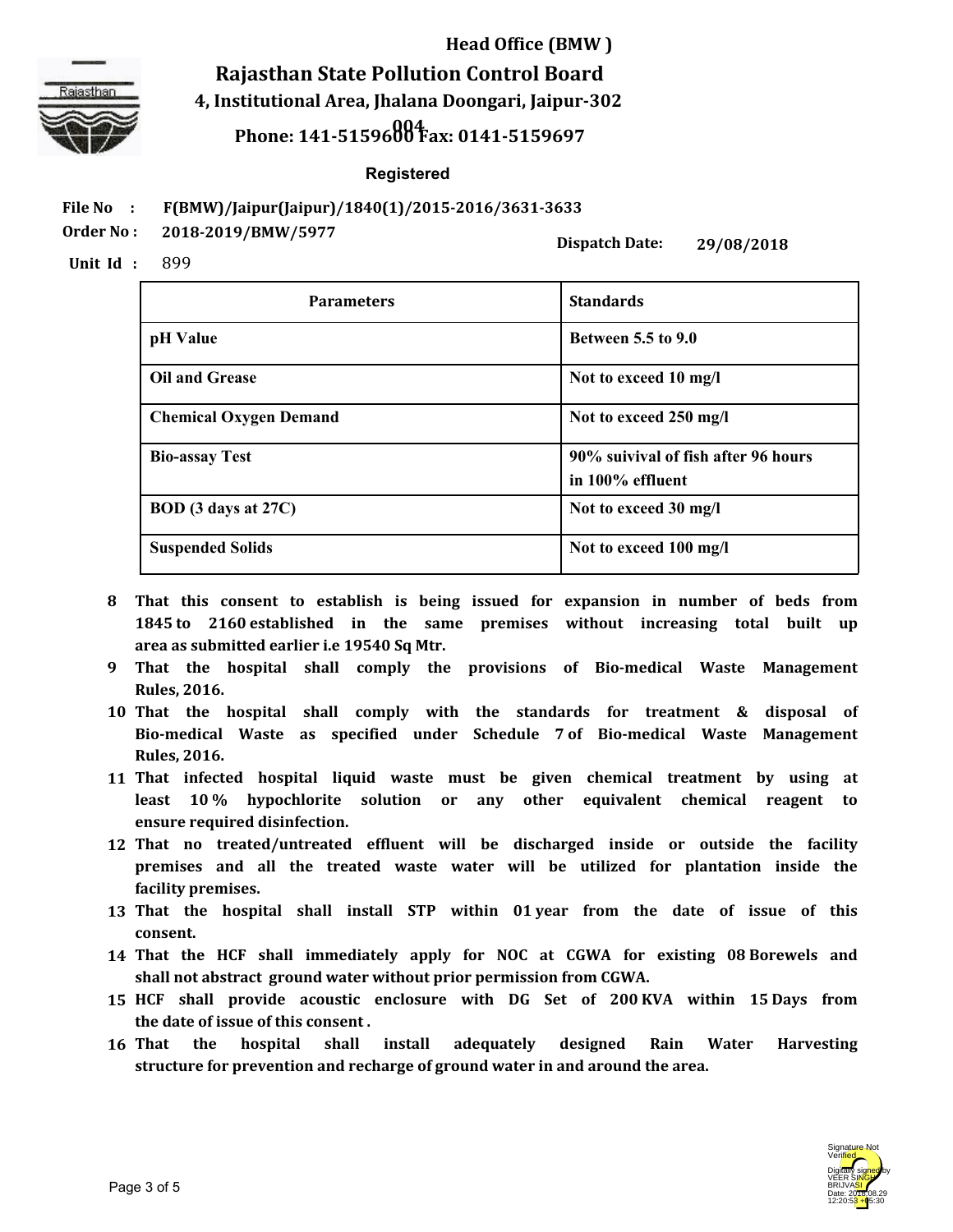**Head Office (BMW )**

# Rajasthan State Pollution Control Board

**4, Institutional Area, Jhalana Doongari, Jaipur-302 004**

**Phone: 141-5159600 Fax: 0141-5159697**

**Registered**

**File No :** F(BMW)/Jaipur(Jaipur)/1840(1)/2015-2016/3631-3633

**Order No :** 2018-2019/BMW/5977

**Dispatch Date:** 29/08/2018

**Unit Id :** 899

| Parameters | Standards |
|---|---|
| pH Value | Between 5.5 to 9.0 |
| Oil and Grease | Not to exceed 10 mg/l |
| Chemical Oxygen Demand | Not to exceed 250 mg/l |
| Bio-assay Test | 90% suivival of fish after 96 hours in 100% effluent |
| BOD (3 days at 27C) | Not to exceed 30 mg/l |
| Suspended Solids | Not to exceed 100 mg/l |

8 That this consent to establish is being issued for expansion in number of beds from 1845 to 2160 established in the same premises without increasing total built up area as submitted earlier i.e 19540 Sq Mtr.

9 That the hospital shall comply the provisions of Bio-medical Waste Management Rules, 2016.

10 That the hospital shall comply with the standards for treatment & disposal of Bio-medical Waste as specified under Schedule 7 of Bio-medical Waste Management Rules, 2016.

11 That infected hospital liquid waste must be given chemical treatment by using at least 10 % hypochlorite solution or any other equivalent chemical reagent to ensure required disinfection.

12 That no treated/untreated effluent will be discharged inside or outside the facility premises and all the treated waste water will be utilized for plantation inside the facility premises.

13 That the hospital shall install STP within 01 year from the date of issue of this consent.

14 That the HCF shall immediately apply for NOC at CGWA for existing 08 Borewels and shall not abstract ground water without prior permission from CGWA.

15 HCF shall provide acoustic enclosure with DG Set of 200 KVA within 15 Days from the date of issue of this consent .

16 That the hospital shall install adequately designed Rain Water Harvesting structure for prevention and recharge of ground water in and around the area.

Signature Not Verified
Digitally signed by VEER SINGH BRIJVASI
Date: 2018.08.29 12:20:53 +05:30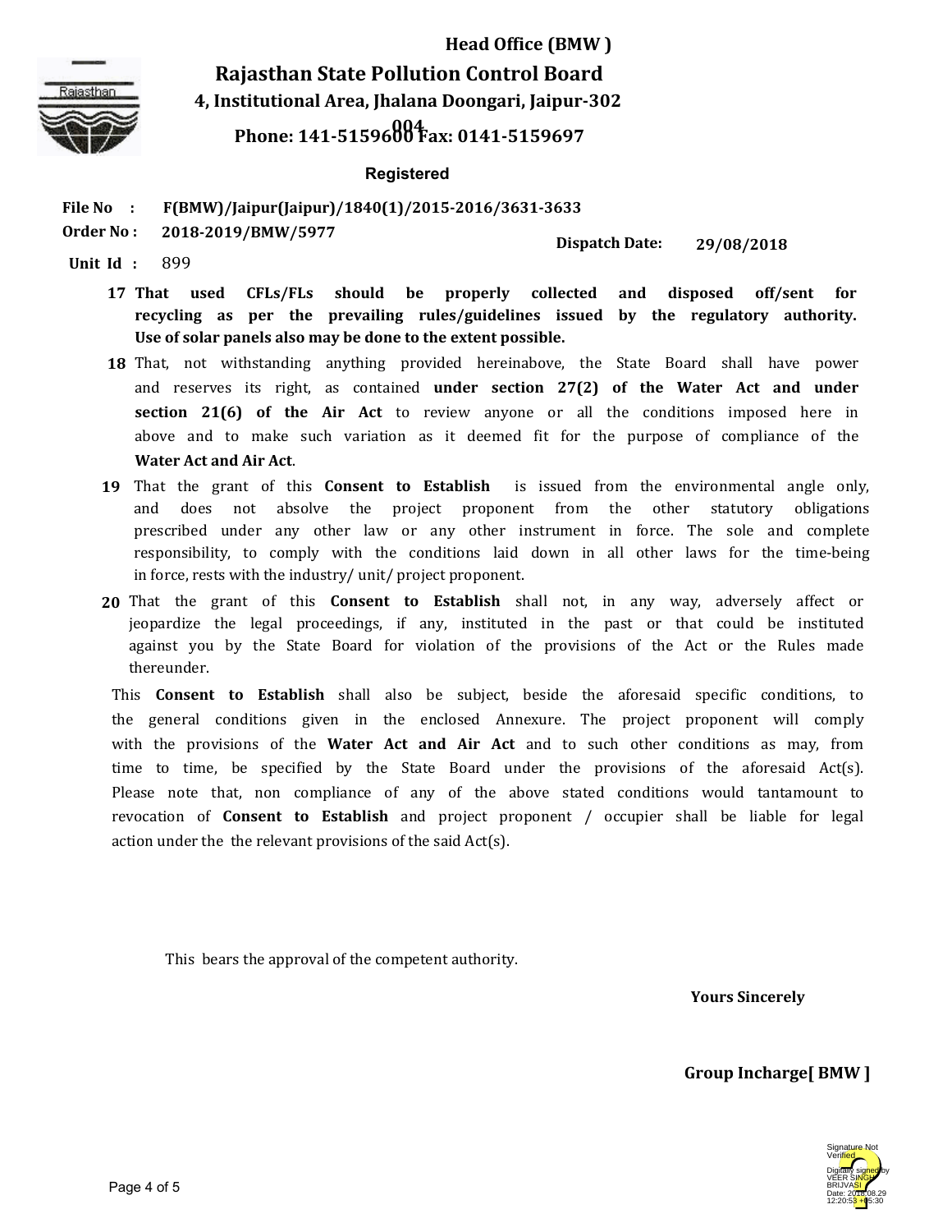**Head Office (BMW )**

**Rajasthan State Pollution Control Board**

**4, Institutional Area, Jhalana Doongari, Jaipur-302 004**

**Phone: 141-5159600 Fax: 0141-5159697**

**Registered**

**File No :** F(BMW)/Jaipur(Jaipur)/1840(1)/2015-2016/3631-3633

**Order No :** 2018-2019/BMW/5977 **Dispatch Date:** 29/08/2018

**Unit Id :** 899

17 **That used CFLs/FLs should be properly collected and disposed off/sent for recycling as per the prevailing rules/guidelines issued by the regulatory authority. Use of solar panels also may be done to the extent possible.**

18 That, not withstanding anything provided hereinabove, the State Board shall have power and reserves its right, as contained **under section 27(2) of the Water Act and under section 21(6) of the Air Act** to review anyone or all the conditions imposed here in above and to make such variation as it deemed fit for the purpose of compliance of the **Water Act and Air Act**.

19 That the grant of this **Consent to Establish** is issued from the environmental angle only, and does not absolve the project proponent from the other statutory obligations prescribed under any other law or any other instrument in force. The sole and complete responsibility, to comply with the conditions laid down in all other laws for the time-being in force, rests with the industry/ unit/ project proponent.

20 That the grant of this **Consent to Establish** shall not, in any way, adversely affect or jeopardize the legal proceedings, if any, instituted in the past or that could be instituted against you by the State Board for violation of the provisions of the Act or the Rules made thereunder.

This **Consent to Establish** shall also be subject, beside the aforesaid specific conditions, to the general conditions given in the enclosed Annexure. The project proponent will comply with the provisions of the **Water Act and Air Act** and to such other conditions as may, from time to time, be specified by the State Board under the provisions of the aforesaid Act(s). Please note that, non compliance of any of the above stated conditions would tantamount to revocation of **Consent to Establish** and project proponent / occupier shall be liable for legal action under the the relevant provisions of the said Act(s).

This bears the approval of the competent authority.

**Yours Sincerely**

**Group Incharge[ BMW ]**

Signature Not Verified
Digitally signed by VEER SINGH BRIJVASI
Date: 2018.08.29 12:20:53 +05:30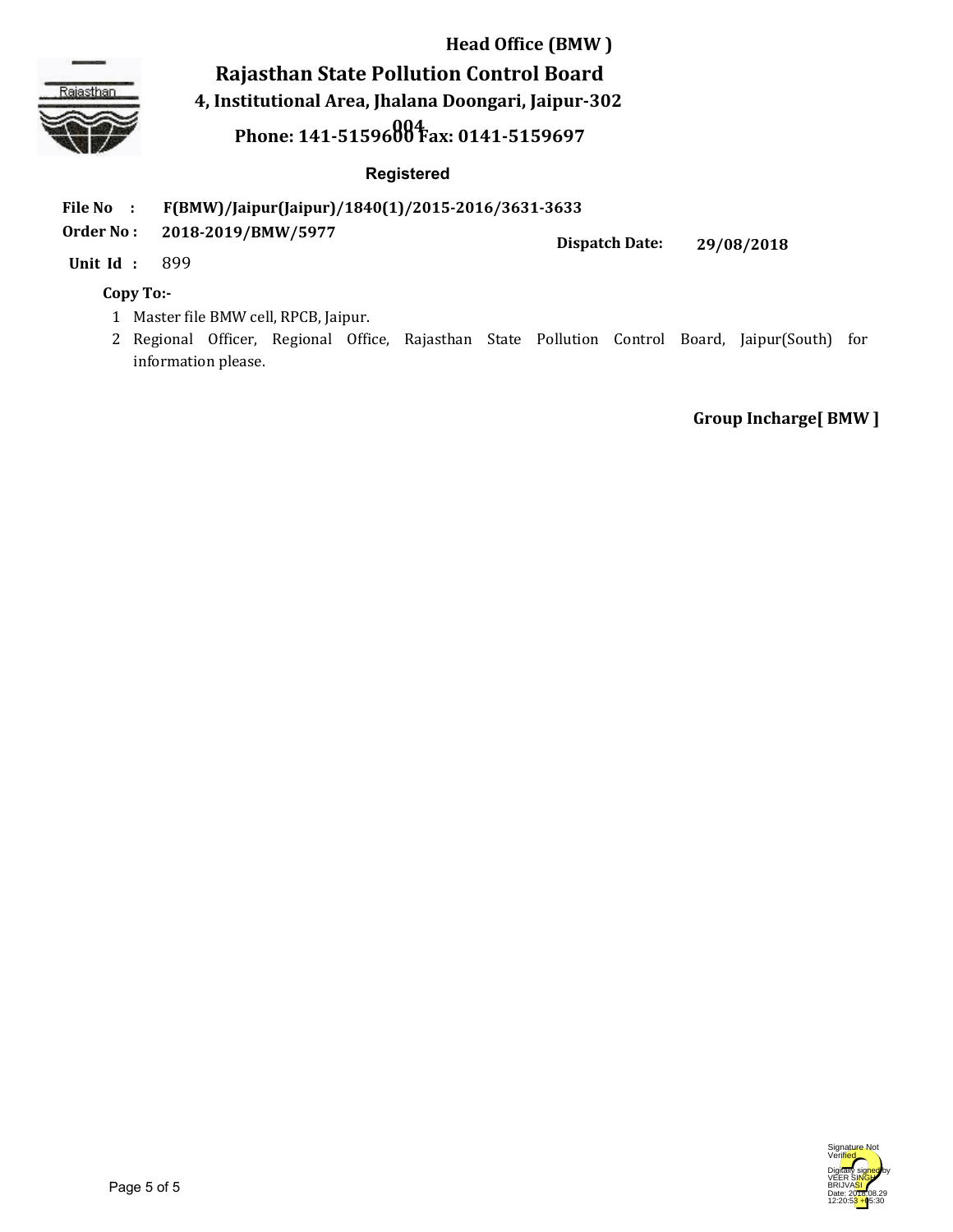**Head Office (BMW )**

# Rajasthan State Pollution Control Board

**4, Institutional Area, Jhalana Doongari, Jaipur-302 004**

**Phone: 141-5159600 Fax: 0141-5159697**

**Registered**

**File No : F(BMW)/Jaipur(Jaipur)/1840(1)/2015-2016/3631-3633**

**Order No : 2018-2019/BMW/5977**

**Dispatch Date: 29/08/2018**

**Unit Id :** 899

**Copy To:-**

1. Master file BMW cell, RPCB, Jaipur.
2. Regional Officer, Regional Office, Rajasthan State Pollution Control Board, Jaipur(South) for information please.

**Group Incharge[ BMW ]**

Signature Not Verified
Digitally signed by VEER SINGH BRIJVASI
Date: 2018.08.29 12:20:53 +05:30